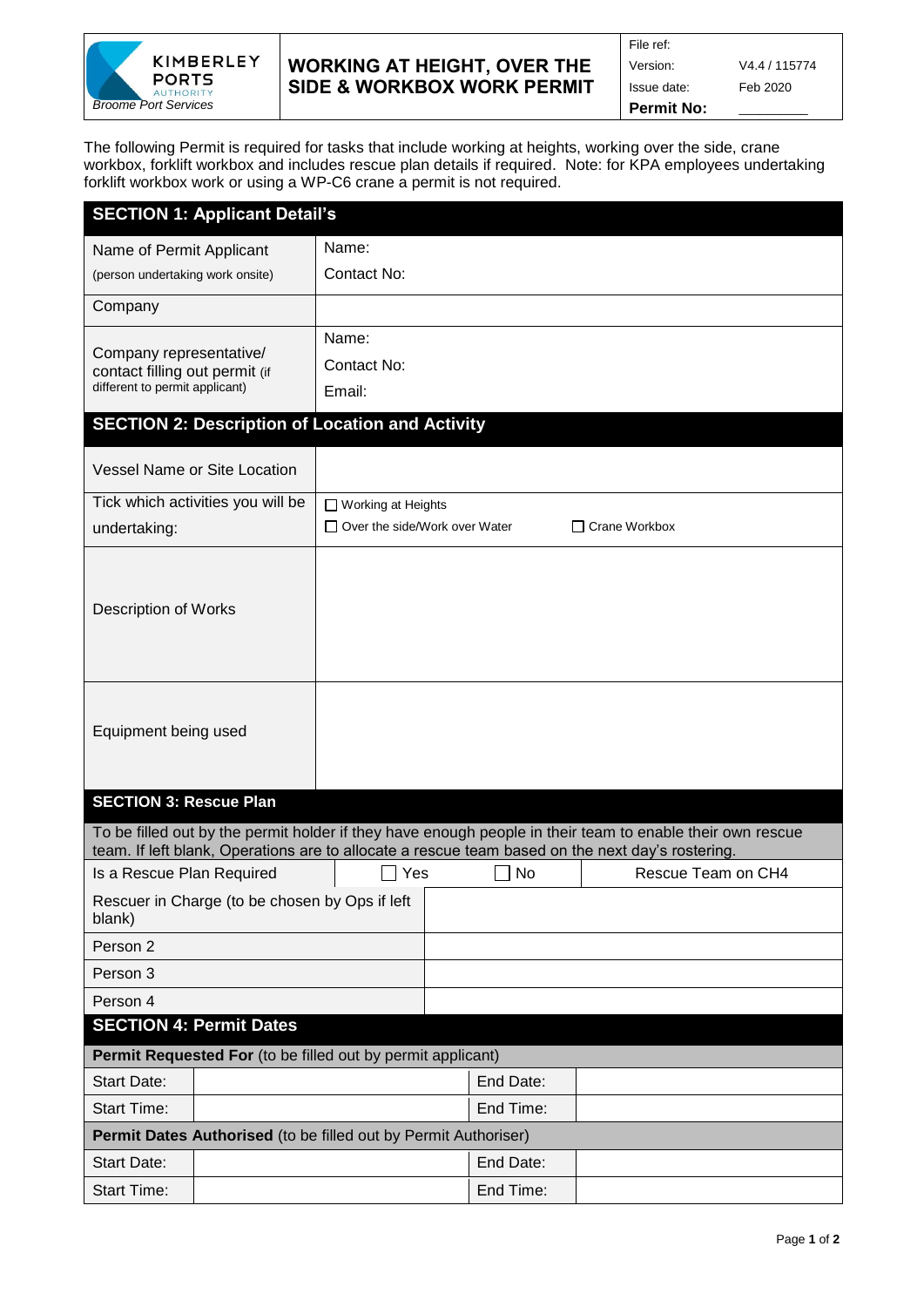| Kimberley Ports Authority — *Broome Port Services* | **WORKING AT HEIGHT, OVER THE SIDE & WORKBOX WORK PERMIT** | File ref: | |
|---|---|---|---|
| | | Version: | V4.4 / 115774 |
| | | Issue date: | Feb 2020 |
| | | **Permit No:** | ________ |

The following Permit is required for tasks that include working at heights, working over the side, crane workbox, forklift workbox and includes rescue plan details if required. Note: for KPA employees undertaking forklift workbox work or using a WP-C6 crane a permit is not required.

## SECTION 1: Applicant Detail's

| | |
|---|---|
| Name of Permit Applicant (person undertaking work onsite) | Name:<br>Contact No: |
| Company | |
| Company representative/ contact filling out permit (if different to permit applicant) | Name:<br>Contact No:<br>Email: |

## SECTION 2: Description of Location and Activity

| | |
|---|---|
| Vessel Name or Site Location | |
| Tick which activities you will be undertaking: | ☐ Working at Heights<br>☐ Over the side/Work over Water ☐ Crane Workbox |
| Description of Works | |
| Equipment being used | |

## SECTION 3: Rescue Plan

To be filled out by the permit holder if they have enough people in their team to enable their own rescue team. If left blank, Operations are to allocate a rescue team based on the next day's rostering.

| | | | |
|---|---|---|---|
| Is a Rescue Plan Required | ☐ Yes | ☐ No | Rescue Team on CH4 |
| Rescuer in Charge (to be chosen by Ops if left blank) | | | |
| Person 2 | | | |
| Person 3 | | | |
| Person 4 | | | |

## SECTION 4: Permit Dates

**Permit Requested For** (to be filled out by permit applicant)

| | | | |
|---|---|---|---|
| Start Date: | | End Date: | |
| Start Time: | | End Time: | |

**Permit Dates Authorised** (to be filled out by Permit Authoriser)

| | | | |
|---|---|---|---|
| Start Date: | | End Date: | |
| Start Time: | | End Time: | |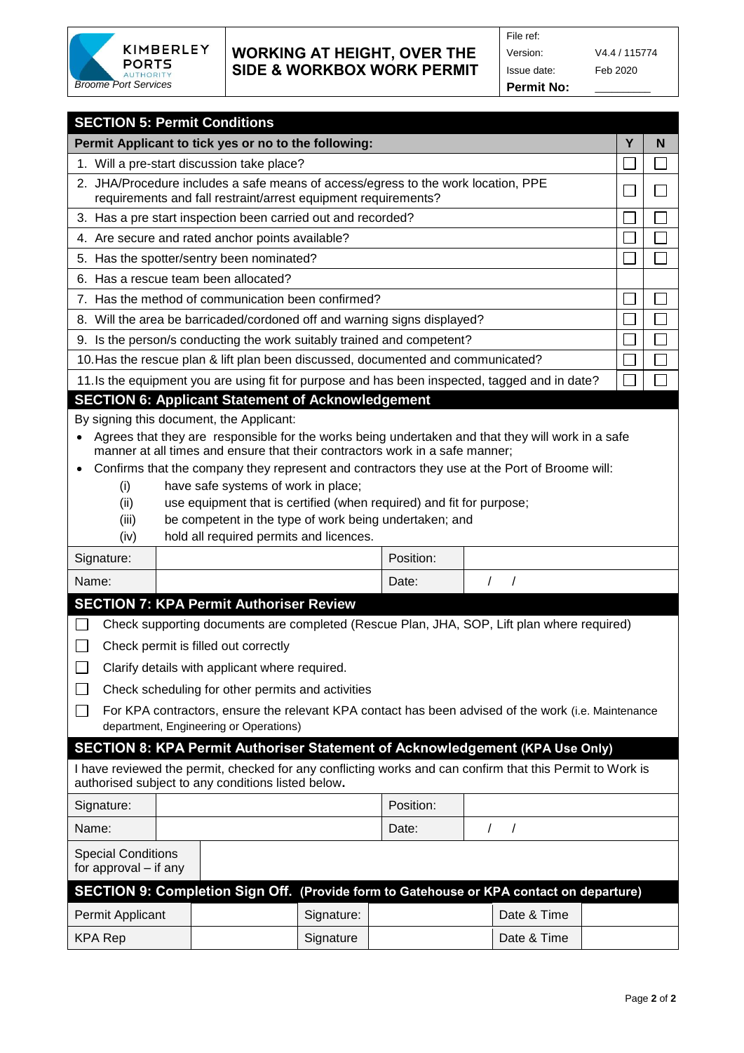KIMBERLEY PORTS AUTHORITY
*Broome Port Services*

# WORKING AT HEIGHT, OVER THE SIDE & WORKBOX WORK PERMIT

| | |
|---|---|
| File ref: | |
| Version: | V4.4 / 115774 |
| Issue date: | Feb 2020 |
| **Permit No:** | ________ |

## SECTION 5: Permit Conditions

| Permit Applicant to tick yes or no to the following: | Y | N |
|---|---|---|
| 1. Will a pre-start discussion take place? | ☐ | ☐ |
| 2. JHA/Procedure includes a safe means of access/egress to the work location, PPE requirements and fall restraint/arrest equipment requirements? | ☐ | ☐ |
| 3. Has a pre start inspection been carried out and recorded? | ☐ | ☐ |
| 4. Are secure and rated anchor points available? | ☐ | ☐ |
| 5. Has the spotter/sentry been nominated? | ☐ | ☐ |
| 6. Has a rescue team been allocated? | | |
| 7. Has the method of communication been confirmed? | ☐ | ☐ |
| 8. Will the area be barricaded/cordoned off and warning signs displayed? | ☐ | ☐ |
| 9. Is the person/s conducting the work suitably trained and competent? | ☐ | ☐ |
| 10. Has the rescue plan & lift plan been discussed, documented and communicated? | ☐ | ☐ |
| 11. Is the equipment you are using fit for purpose and has been inspected, tagged and in date? | ☐ | ☐ |

## SECTION 6: Applicant Statement of Acknowledgement

By signing this document, the Applicant:

- Agrees that they are responsible for the works being undertaken and that they will work in a safe manner at all times and ensure that their contractors work in a safe manner;
- Confirms that the company they represent and contractors they use at the Port of Broome will:
  - (i) have safe systems of work in place;
  - (ii) use equipment that is certified (when required) and fit for purpose;
  - (iii) be competent in the type of work being undertaken; and
  - (iv) hold all required permits and licences.

| | | | |
|---|---|---|---|
| Signature: | | Position: | |
| Name: | | Date: | / / |

## SECTION 7: KPA Permit Authoriser Review

- ☐ Check supporting documents are completed (Rescue Plan, JHA, SOP, Lift plan where required)
- ☐ Check permit is filled out correctly
- ☐ Clarify details with applicant where required.
- ☐ Check scheduling for other permits and activities
- ☐ For KPA contractors, ensure the relevant KPA contact has been advised of the work (i.e. Maintenance department, Engineering or Operations)

## SECTION 8: KPA Permit Authoriser Statement of Acknowledgement (KPA Use Only)

I have reviewed the permit, checked for any conflicting works and can confirm that this Permit to Work is authorised subject to any conditions listed below**.**

| | | | |
|---|---|---|---|
| Signature: | | Position: | |
| Name: | | Date: | / / |
| Special Conditions for approval – if any | | | |

## SECTION 9: Completion Sign Off. (Provide form to Gatehouse or KPA contact on departure)

| | | | | | |
|---|---|---|---|---|---|
| Permit Applicant | | Signature: | | Date & Time | |
| KPA Rep | | Signature | | Date & Time | |